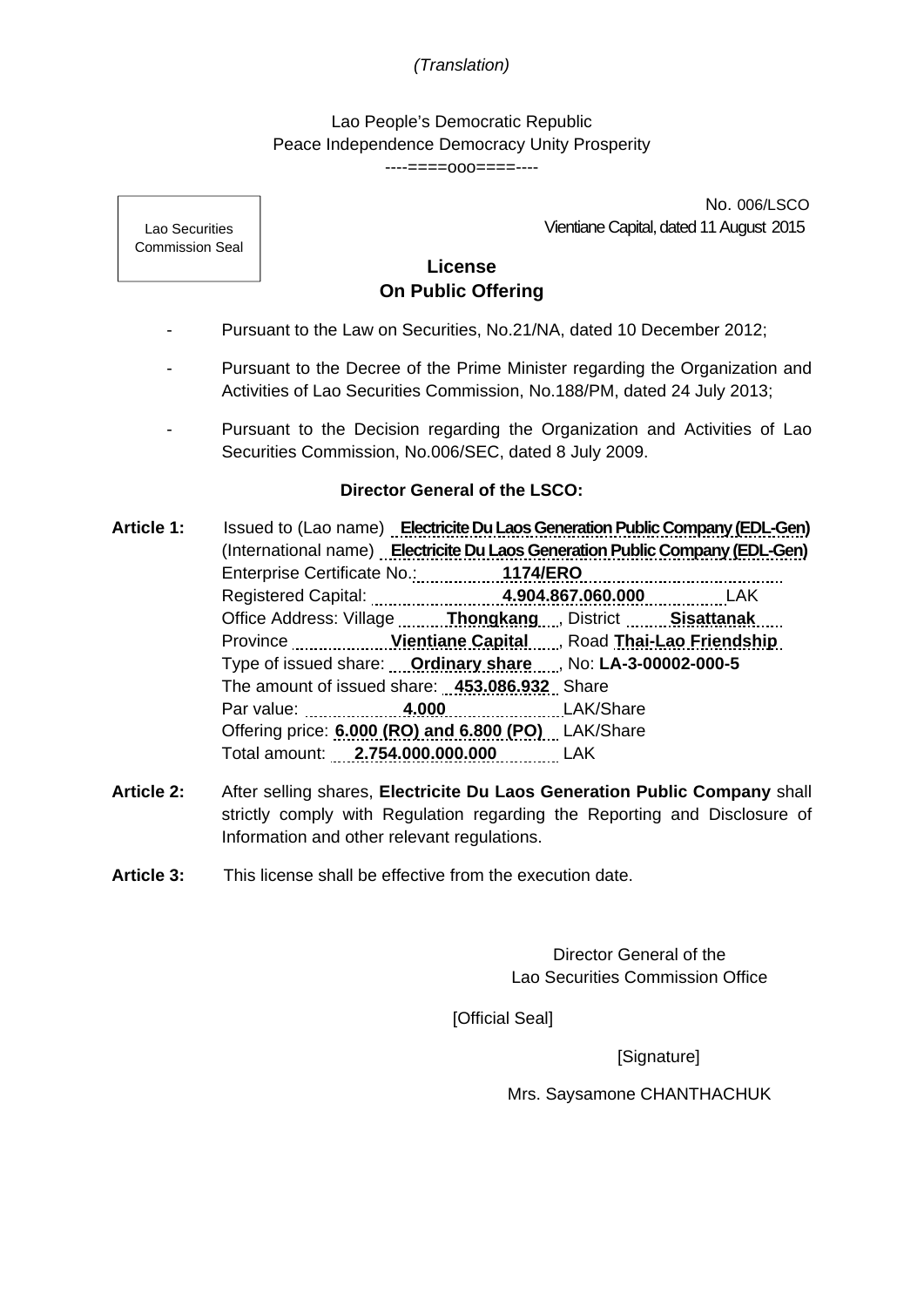*(Translation)*

Lao People's Democratic Republic
Peace Independence Democracy Unity Prosperity
----====ooo====----

Lao Securities Commission Seal

No. 006/LSCO
Vientiane Capital, dated 11 August 2015

## License
## On Public Offering

- Pursuant to the Law on Securities, No.21/NA, dated 10 December 2012;
- Pursuant to the Decree of the Prime Minister regarding the Organization and Activities of Lao Securities Commission, No.188/PM, dated 24 July 2013;
- Pursuant to the Decision regarding the Organization and Activities of Lao Securities Commission, No.006/SEC, dated 8 July 2009.

**Director General of the LSCO:**

**Article 1:** Issued to (Lao name) **Electricite Du Laos Generation Public Company (EDL-Gen)**
(International name) **Electricite Du Laos Generation Public Company (EDL-Gen)**
Enterprise Certificate No.: **1174/ERO**
Registered Capital: **4.904.867.060.000** LAK
Office Address: Village **Thongkang**, District **Sisattanak**
Province **Vientiane Capital**, Road **Thai-Lao Friendship**
Type of issued share: **Ordinary share**, No: **LA-3-00002-000-5**
The amount of issued share: **453.086.932** Share
Par value: **4.000** LAK/Share
Offering price: **6.000 (RO) and 6.800 (PO)** LAK/Share
Total amount: **2.754.000.000.000** LAK

**Article 2:** After selling shares, **Electricite Du Laos Generation Public Company** shall strictly comply with Regulation regarding the Reporting and Disclosure of Information and other relevant regulations.

**Article 3:** This license shall be effective from the execution date.

Director General of the
Lao Securities Commission Office

[Official Seal]

[Signature]

Mrs. Saysamone CHANTHACHUK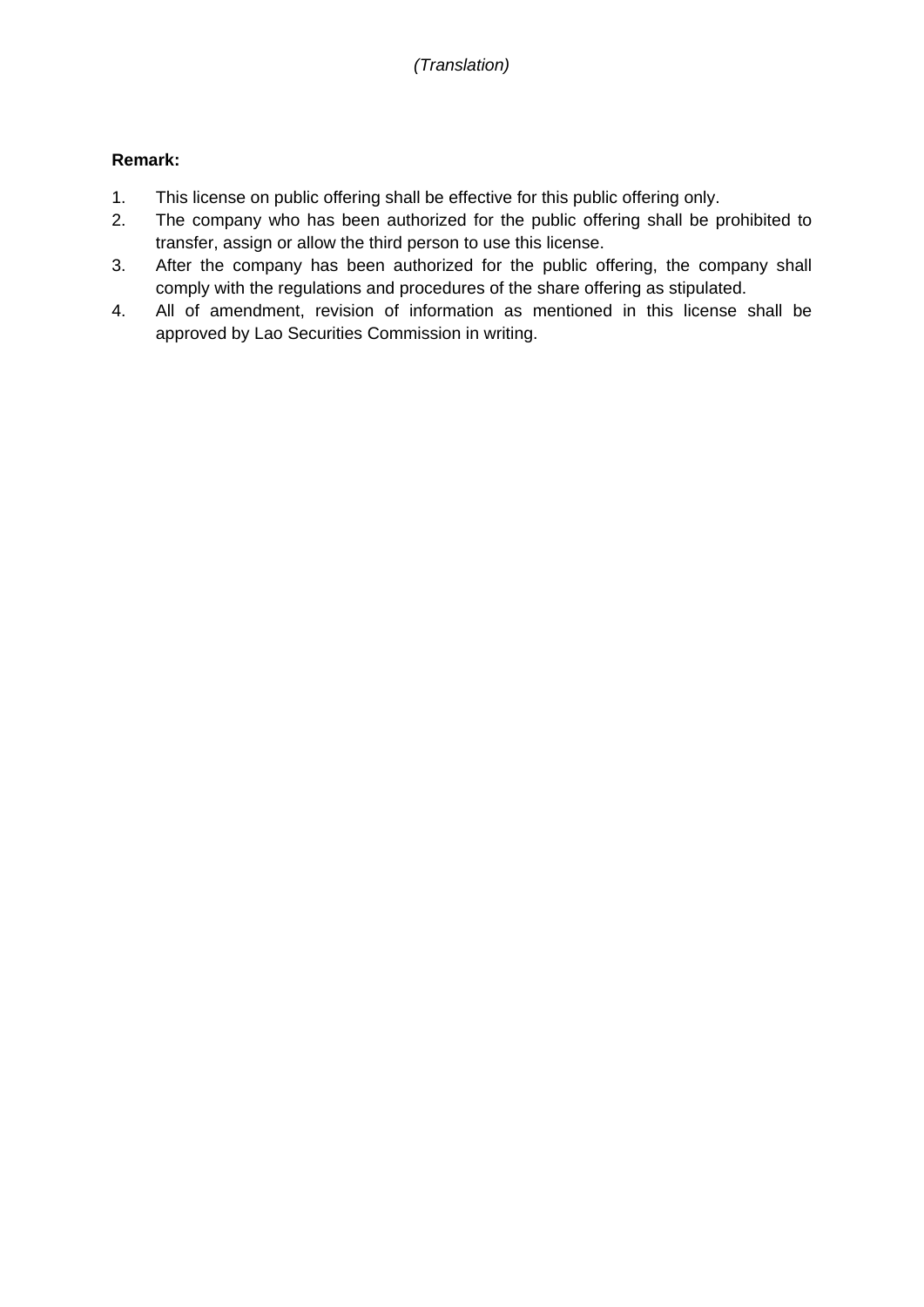*(Translation)*

**Remark:**

1. This license on public offering shall be effective for this public offering only.
2. The company who has been authorized for the public offering shall be prohibited to transfer, assign or allow the third person to use this license.
3. After the company has been authorized for the public offering, the company shall comply with the regulations and procedures of the share offering as stipulated.
4. All of amendment, revision of information as mentioned in this license shall be approved by Lao Securities Commission in writing.